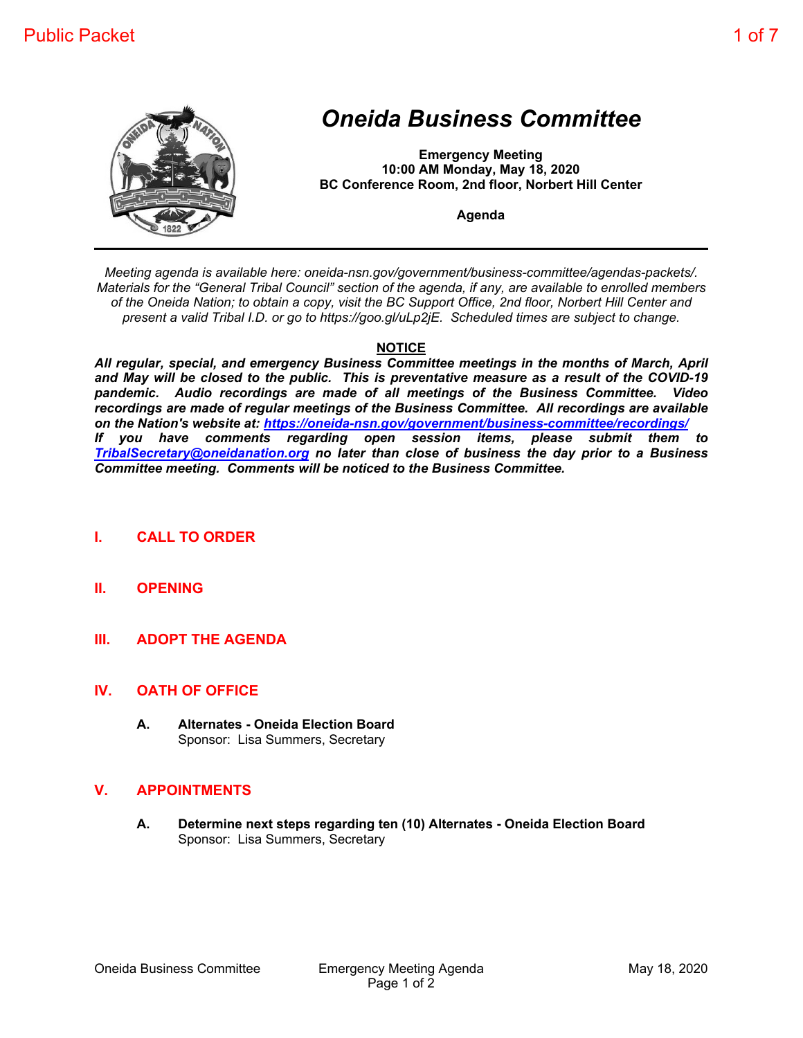# Oneida Business Committee

**Emergency Meeting**
**10:00 AM Monday, May 18, 2020**
**BC Conference Room, 2nd floor, Norbert Hill Center**

**Agenda**

---

*Meeting agenda is available here: oneida-nsn.gov/government/business-committee/agendas-packets/. Materials for the "General Tribal Council" section of the agenda, if any, are available to enrolled members of the Oneida Nation; to obtain a copy, visit the BC Support Office, 2nd floor, Norbert Hill Center and present a valid Tribal I.D. or go to https://goo.gl/uLp2jE. Scheduled times are subject to change.*

**NOTICE**

***All regular, special, and emergency Business Committee meetings in the months of March, April and May will be closed to the public. This is preventative measure as a result of the COVID-19 pandemic. Audio recordings are made of all meetings of the Business Committee. Video recordings are made of regular meetings of the Business Committee. All recordings are available on the Nation's website at: https://oneida-nsn.gov/government/business-committee/recordings/***
***If you have comments regarding open session items, please submit them to TribalSecretary@oneidanation.org no later than close of business the day prior to a Business Committee meeting. Comments will be noticed to the Business Committee.***

## I. CALL TO ORDER

## II. OPENING

## III. ADOPT THE AGENDA

## IV. OATH OF OFFICE

**A. Alternates - Oneida Election Board**
Sponsor: Lisa Summers, Secretary

## V. APPOINTMENTS

**A. Determine next steps regarding ten (10) Alternates - Oneida Election Board**
Sponsor: Lisa Summers, Secretary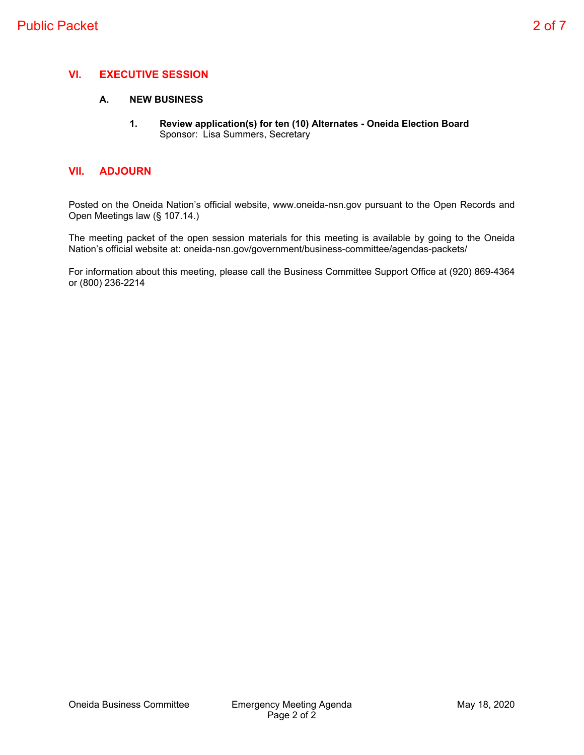## VI. EXECUTIVE SESSION

### A. NEW BUSINESS

1. **Review application(s) for ten (10) Alternates - Oneida Election Board**
   Sponsor: Lisa Summers, Secretary

## VII. ADJOURN

Posted on the Oneida Nation's official website, www.oneida-nsn.gov pursuant to the Open Records and Open Meetings law (§ 107.14.)

The meeting packet of the open session materials for this meeting is available by going to the Oneida Nation's official website at: oneida-nsn.gov/government/business-committee/agendas-packets/

For information about this meeting, please call the Business Committee Support Office at (920) 869-4364 or (800) 236-2214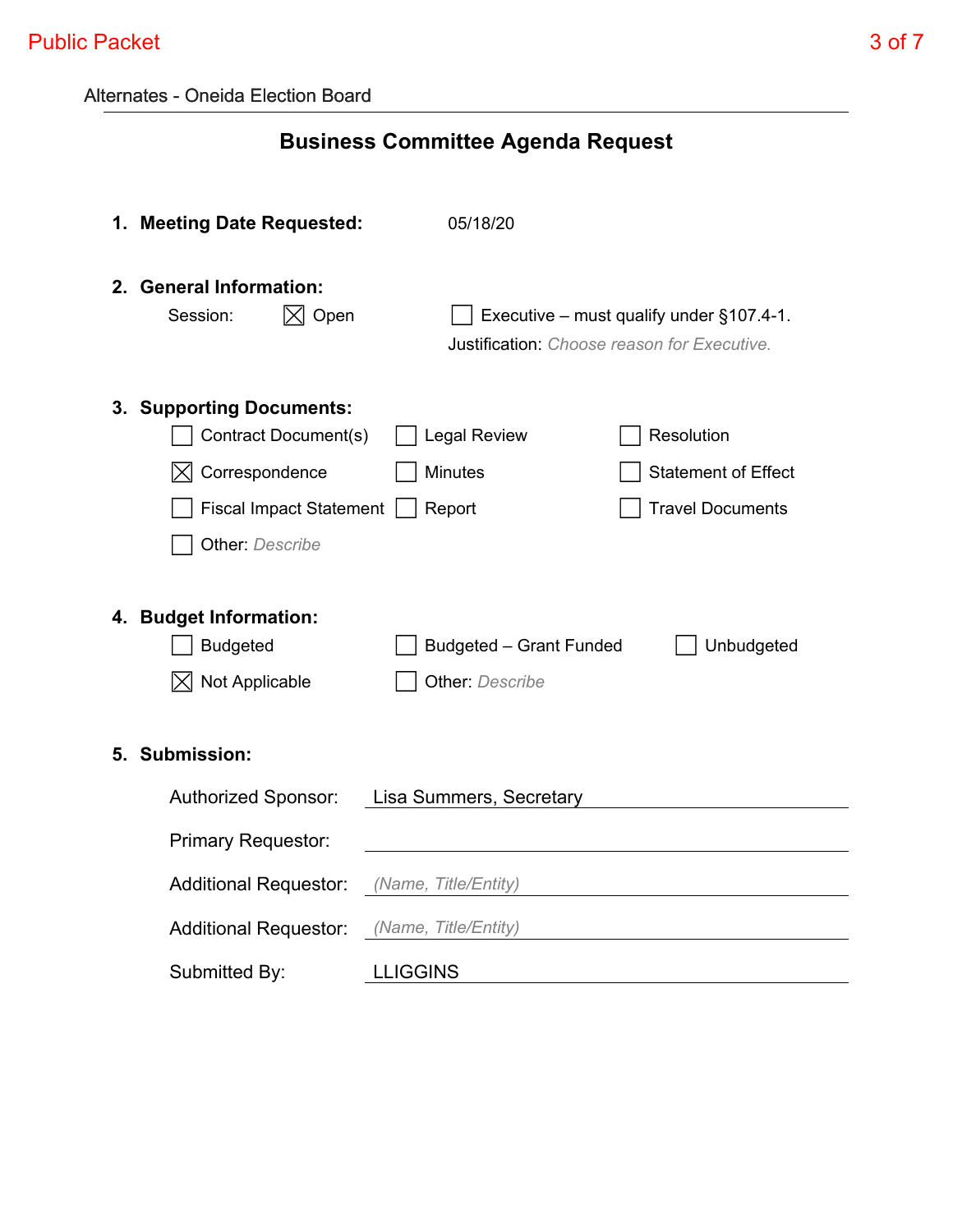Alternates - Oneida Election Board

# Business Committee Agenda Request

**1. Meeting Date Requested:** 05/18/20

**2. General Information:**

Session: ☒ Open ☐ Executive – must qualify under §107.4-1.

Justification: *Choose reason for Executive.*

**3. Supporting Documents:**

| | | |
|---|---|---|
| ☐ Contract Document(s) | ☐ Legal Review | ☐ Resolution |
| ☒ Correspondence | ☐ Minutes | ☐ Statement of Effect |
| ☐ Fiscal Impact Statement | ☐ Report | ☐ Travel Documents |
| ☐ Other: *Describe* | | |

**4. Budget Information:**

| | | |
|---|---|---|
| ☐ Budgeted | ☐ Budgeted – Grant Funded | ☐ Unbudgeted |
| ☒ Not Applicable | ☐ Other: *Describe* | |

**5. Submission:**

Authorized Sponsor: Lisa Summers, Secretary

Primary Requestor:

Additional Requestor: *(Name, Title/Entity)*

Additional Requestor: *(Name, Title/Entity)*

Submitted By: LLIGGINS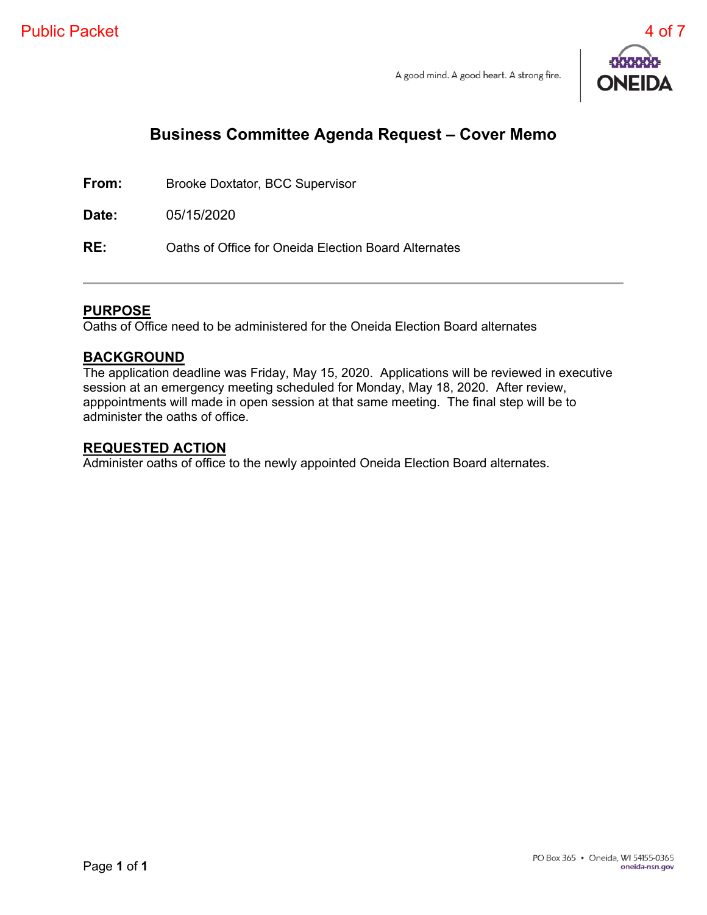A good mind. A good heart. A strong fire.

# Business Committee Agenda Request – Cover Memo

**From:** Brooke Doxtator, BCC Supervisor

**Date:** 05/15/2020

**RE:** Oaths of Office for Oneida Election Board Alternates

---

## PURPOSE

Oaths of Office need to be administered for the Oneida Election Board alternates

## BACKGROUND

The application deadline was Friday, May 15, 2020. Applications will be reviewed in executive session at an emergency meeting scheduled for Monday, May 18, 2020. After review, apppointments will made in open session at that same meeting. The final step will be to administer the oaths of office.

## REQUESTED ACTION

Administer oaths of office to the newly appointed Oneida Election Board alternates.

PO Box 365 • Oneida, WI 54155-0365
oneida-nsn.gov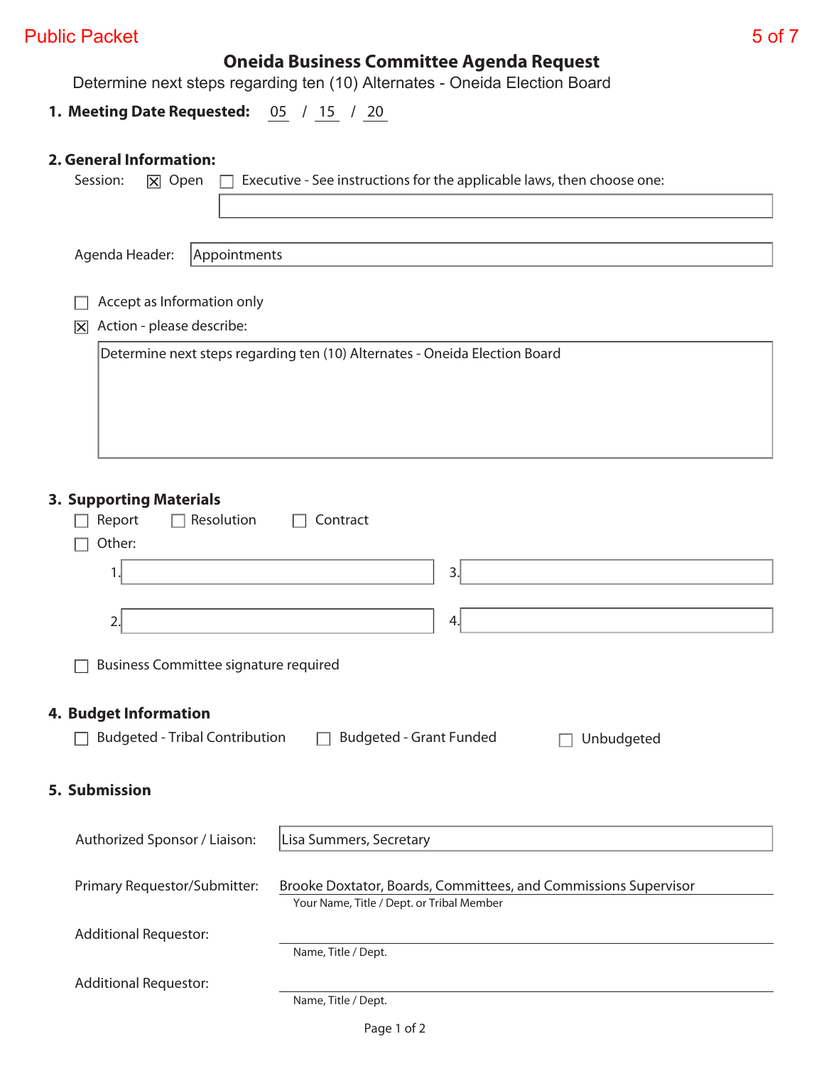# Oneida Business Committee Agenda Request

Determine next steps regarding ten (10) Alternates - Oneida Election Board

**1. Meeting Date Requested:** 05 / 15 / 20

## 2. General Information:

Session: ☒ Open ☐ Executive - See instructions for the applicable laws, then choose one:

Agenda Header: Appointments

☐ Accept as Information only

☒ Action - please describe:

Determine next steps regarding ten (10) Alternates - Oneida Election Board

## 3. Supporting Materials

☐ Report ☐ Resolution ☐ Contract

☐ Other:

1.

2.

3.

4.

☐ Business Committee signature required

## 4. Budget Information

☐ Budgeted - Tribal Contribution ☐ Budgeted - Grant Funded ☐ Unbudgeted

## 5. Submission

Authorized Sponsor / Liaison: Lisa Summers, Secretary

Primary Requestor/Submitter: Brooke Doxtator, Boards, Committees, and Commissions Supervisor
Your Name, Title / Dept. or Tribal Member

Additional Requestor:
Name, Title / Dept.

Additional Requestor:
Name, Title / Dept.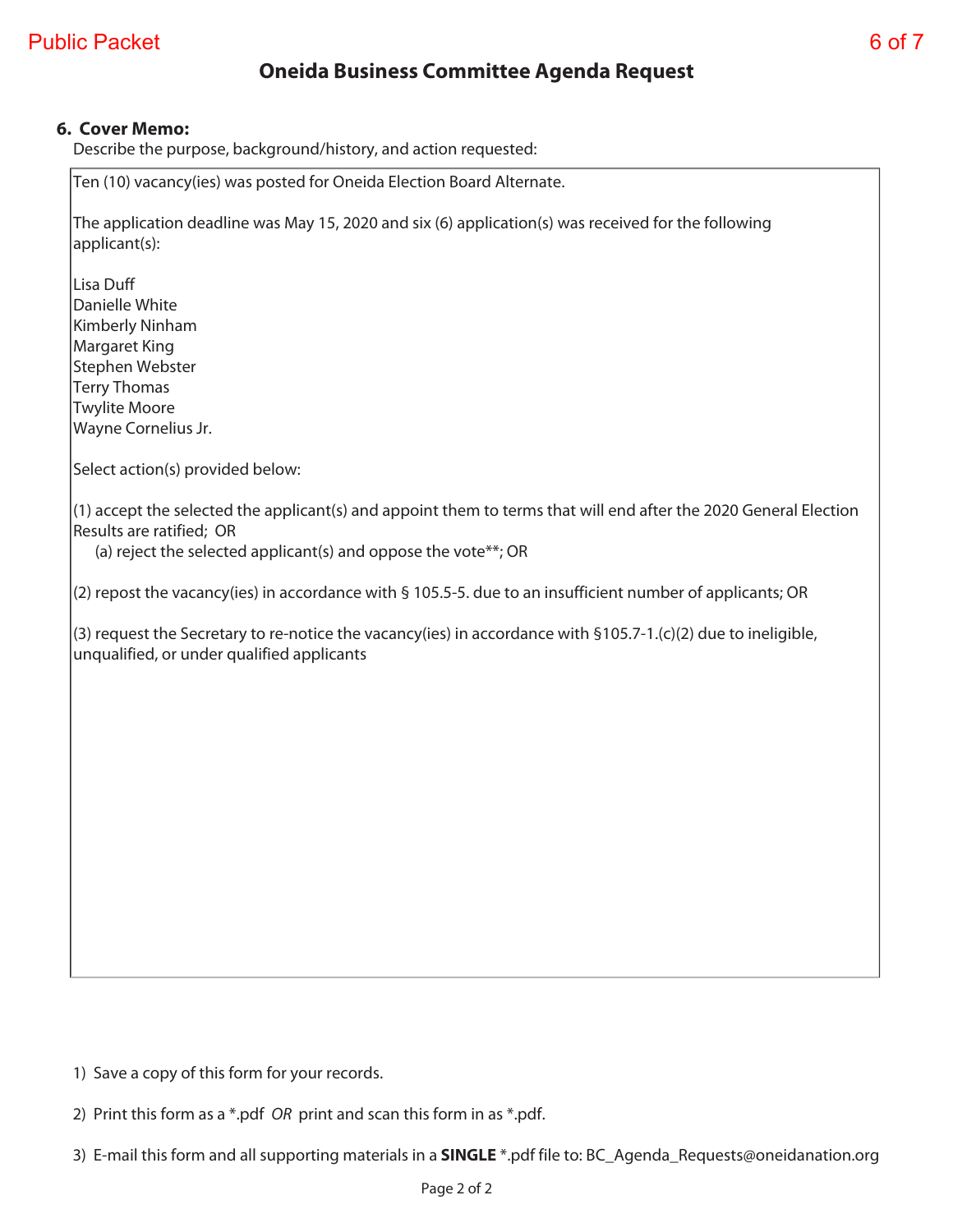# Oneida Business Committee Agenda Request

## 6. Cover Memo:

Describe the purpose, background/history, and action requested:

Ten (10) vacancy(ies) was posted for Oneida Election Board Alternate.

The application deadline was May 15, 2020 and six (6) application(s) was received for the following applicant(s):

Lisa Duff
Danielle White
Kimberly Ninham
Margaret King
Stephen Webster
Terry Thomas
Twylite Moore
Wayne Cornelius Jr.

Select action(s) provided below:

(1) accept the selected the applicant(s) and appoint them to terms that will end after the 2020 General Election Results are ratified; OR
    (a) reject the selected applicant(s) and oppose the vote**; OR

(2) repost the vacancy(ies) in accordance with § 105.5-5. due to an insufficient number of applicants; OR

(3) request the Secretary to re-notice the vacancy(ies) in accordance with §105.7-1.(c)(2) due to ineligible, unqualified, or under qualified applicants

1) Save a copy of this form for your records.

2) Print this form as a *.pdf *OR* print and scan this form in as *.pdf.

3) E-mail this form and all supporting materials in a **SINGLE** *.pdf file to: BC_Agenda_Requests@oneidanation.org